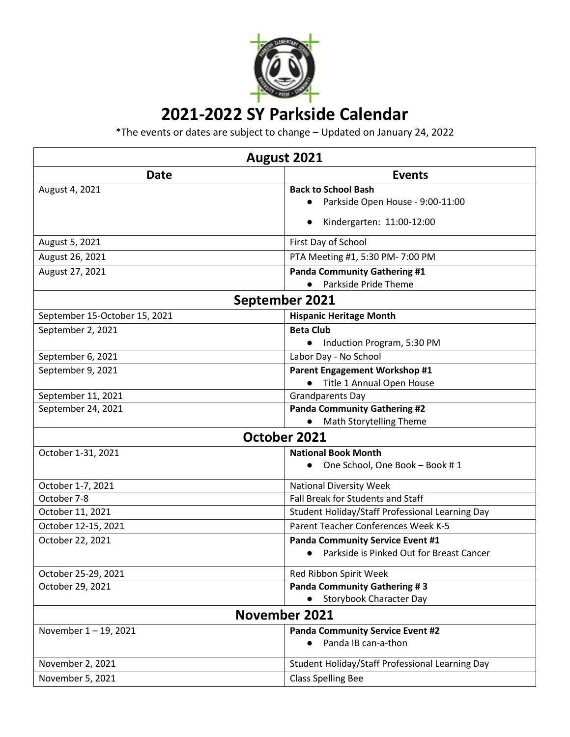# 2021-2022 SY Parkside Calendar

*The events or dates are subject to change – Updated on January 24, 2022

| August 2021 | |
|---|---|
| **Date** | **Events** |
| August 4, 2021 | **Back to School Bash**<br>● Parkside Open House - 9:00-11:00<br>● Kindergarten: 11:00-12:00 |
| August 5, 2021 | First Day of School |
| August 26, 2021 | PTA Meeting #1, 5:30 PM- 7:00 PM |
| August 27, 2021 | **Panda Community Gathering #1**<br>● Parkside Pride Theme |
| **September 2021** | |
| September 15-October 15, 2021 | **Hispanic Heritage Month** |
| September 2, 2021 | **Beta Club**<br>● Induction Program, 5:30 PM |
| September 6, 2021 | Labor Day - No School |
| September 9, 2021 | **Parent Engagement Workshop #1**<br>● Title 1 Annual Open House |
| September 11, 2021 | Grandparents Day |
| September 24, 2021 | **Panda Community Gathering #2**<br>● Math Storytelling Theme |
| **October 2021** | |
| October 1-31, 2021 | **National Book Month**<br>● One School, One Book – Book # 1 |
| October 1-7, 2021 | National Diversity Week |
| October 7-8 | Fall Break for Students and Staff |
| October 11, 2021 | Student Holiday/Staff Professional Learning Day |
| October 12-15, 2021 | Parent Teacher Conferences Week K-5 |
| October 22, 2021 | **Panda Community Service Event #1**<br>● Parkside is Pinked Out for Breast Cancer |
| October 25-29, 2021 | Red Ribbon Spirit Week |
| October 29, 2021 | **Panda Community Gathering # 3**<br>● Storybook Character Day |
| **November 2021** | |
| November 1 – 19, 2021 | **Panda Community Service Event #2**<br>● Panda IB can-a-thon |
| November 2, 2021 | Student Holiday/Staff Professional Learning Day |
| November 5, 2021 | Class Spelling Bee |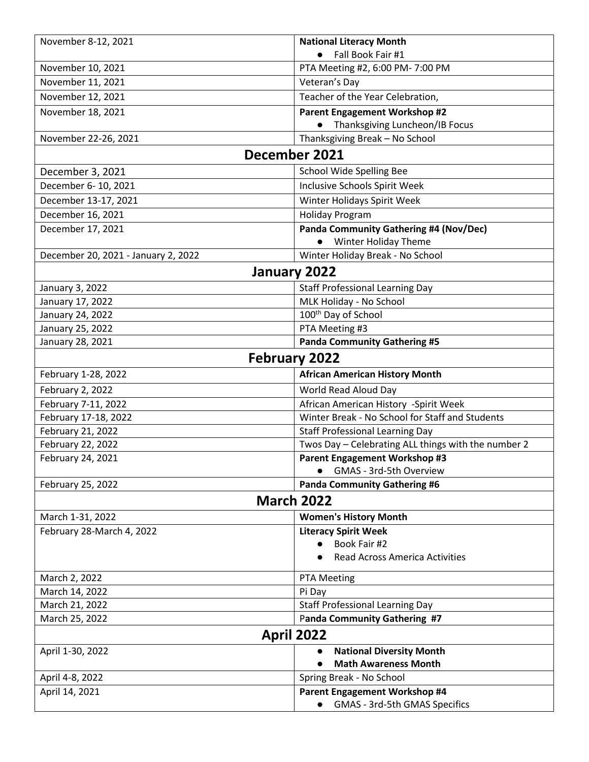| November 8-12, 2021 | **National Literacy Month**<br>● Fall Book Fair #1 |
|---|---|
| November 10, 2021 | PTA Meeting #2, 6:00 PM- 7:00 PM |
| November 11, 2021 | Veteran's Day |
| November 12, 2021 | Teacher of the Year Celebration, |
| November 18, 2021 | **Parent Engagement Workshop #2**<br>● Thanksgiving Luncheon/IB Focus |
| November 22-26, 2021 | Thanksgiving Break – No School |
| **December 2021** | |
| December 3, 2021 | School Wide Spelling Bee |
| December 6- 10, 2021 | Inclusive Schools Spirit Week |
| December 13-17, 2021 | Winter Holidays Spirit Week |
| December 16, 2021 | Holiday Program |
| December 17, 2021 | **Panda Community Gathering #4 (Nov/Dec)**<br>● Winter Holiday Theme |
| December 20, 2021 - January 2, 2022 | Winter Holiday Break - No School |
| **January 2022** | |
| January 3, 2022 | Staff Professional Learning Day |
| January 17, 2022 | MLK Holiday - No School |
| January 24, 2022 | 100th Day of School |
| January 25, 2022 | PTA Meeting #3 |
| January 28, 2021 | **Panda Community Gathering #5** |
| **February 2022** | |
| February 1-28, 2022 | **African American History Month** |
| February 2, 2022 | World Read Aloud Day |
| February 7-11, 2022 | African American History -Spirit Week |
| February 17-18, 2022 | Winter Break - No School for Staff and Students |
| February 21, 2022 | Staff Professional Learning Day |
| February 22, 2022 | Twos Day – Celebrating ALL things with the number 2 |
| February 24, 2021 | **Parent Engagement Workshop #3**<br>● GMAS - 3rd-5th Overview |
| February 25, 2022 | **Panda Community Gathering #6** |
| **March 2022** | |
| March 1-31, 2022 | **Women's History Month** |
| February 28-March 4, 2022 | **Literacy Spirit Week**<br>● Book Fair #2<br>● Read Across America Activities |
| March 2, 2022 | PTA Meeting |
| March 14, 2022 | Pi Day |
| March 21, 2022 | Staff Professional Learning Day |
| March 25, 2022 | P**anda Community Gathering #7** |
| **April 2022** | |
| April 1-30, 2022 | ● **National Diversity Month**<br>● **Math Awareness Month** |
| April 4-8, 2022 | Spring Break - No School |
| April 14, 2021 | **Parent Engagement Workshop #4**<br>● GMAS - 3rd-5th GMAS Specifics |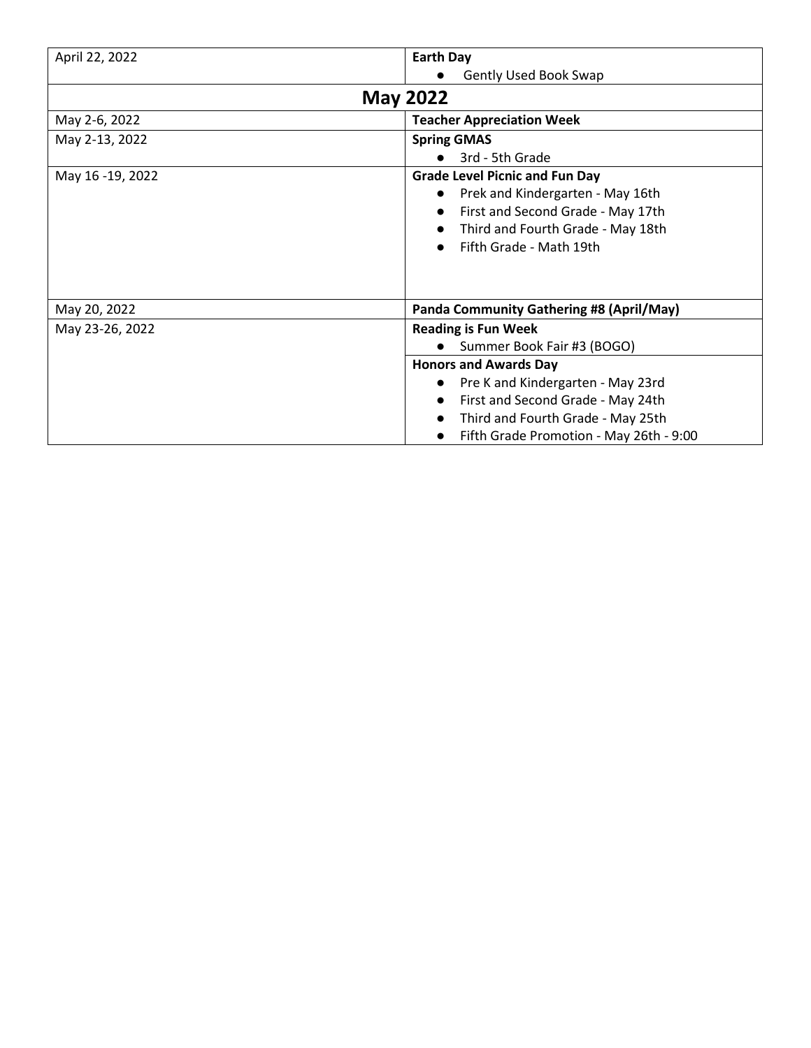| | |
|---|---|
| April 22, 2022 | **Earth Day**<br>● Gently Used Book Swap |
| **May 2022** | |
| May 2-6, 2022 | **Teacher Appreciation Week** |
| May 2-13, 2022 | **Spring GMAS**<br>● 3rd - 5th Grade |
| May 16 -19, 2022 | **Grade Level Picnic and Fun Day**<br>● Prek and Kindergarten - May 16th<br>● First and Second Grade - May 17th<br>● Third and Fourth Grade - May 18th<br>● Fifth Grade - Math 19th |
| May 20, 2022 | **Panda Community Gathering #8 (April/May)** |
| May 23-26, 2022 | **Reading is Fun Week**<br>● Summer Book Fair #3 (BOGO) |
| | **Honors and Awards Day**<br>● Pre K and Kindergarten - May 23rd<br>● First and Second Grade - May 24th<br>● Third and Fourth Grade - May 25th<br>● Fifth Grade Promotion - May 26th - 9:00 |